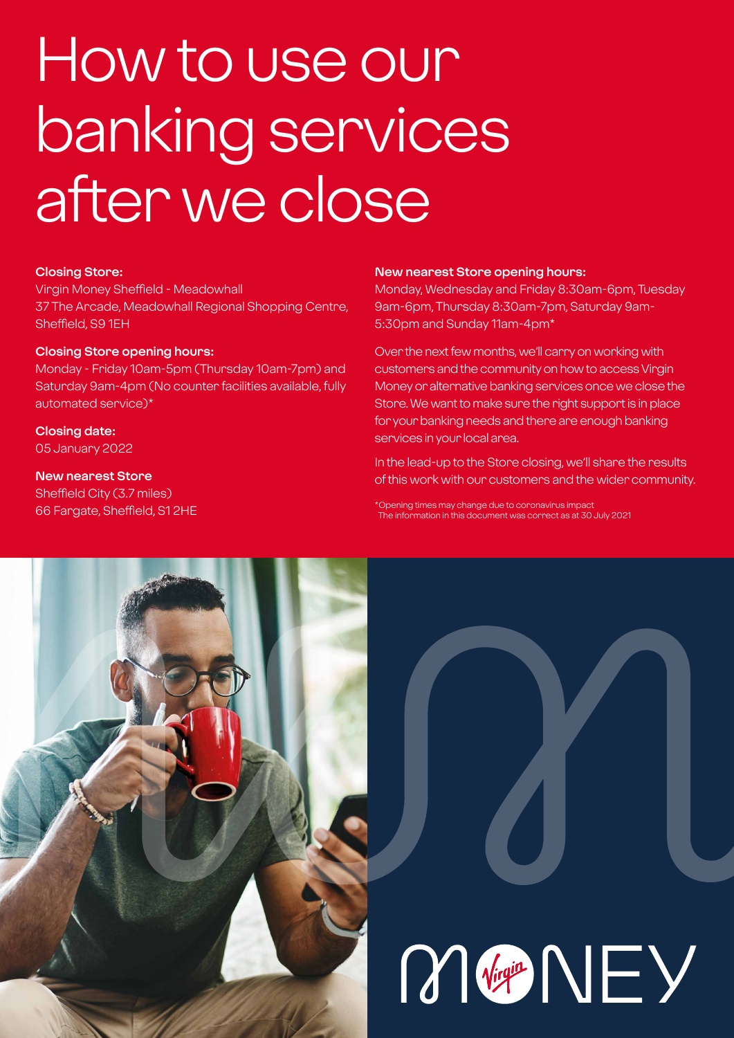# How to use our banking services after we close

**Closing Store:**
Virgin Money Sheffield - Meadowhall
37 The Arcade, Meadowhall Regional Shopping Centre, Sheffield, S9 1EH

**Closing Store opening hours:**
Monday - Friday 10am-5pm (Thursday 10am-7pm) and Saturday 9am-4pm (No counter facilities available, fully automated service)*

**Closing date:**
05 January 2022

**New nearest Store**
Sheffield City (3.7 miles)
66 Fargate, Sheffield, S1 2HE

**New nearest Store opening hours:**
Monday, Wednesday and Friday 8:30am-6pm, Tuesday 9am-6pm, Thursday 8:30am-7pm, Saturday 9am-5:30pm and Sunday 11am-4pm*

Over the next few months, we'll carry on working with customers and the community on how to access Virgin Money or alternative banking services once we close the Store. We want to make sure the right support is in place for your banking needs and there are enough banking services in your local area.

In the lead-up to the Store closing, we'll share the results of this work with our customers and the wider community.

*Opening times may change due to coronavirus impact
The information in this document was correct as at 30 July 2021

MONEY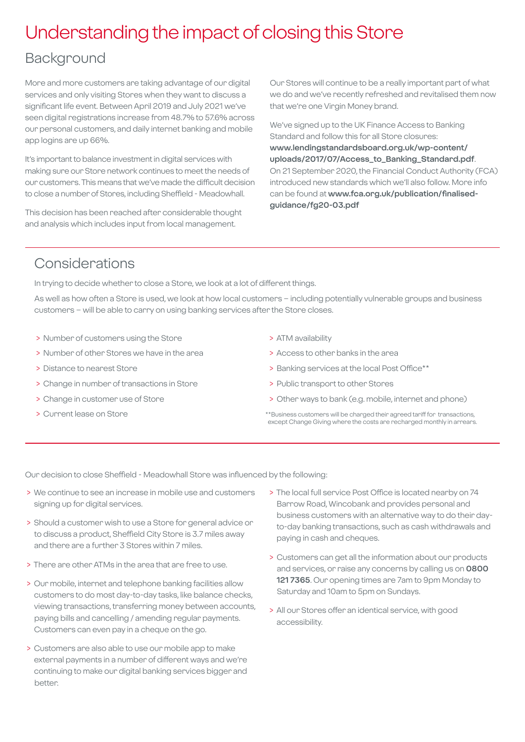# Understanding the impact of closing this Store

## Background

More and more customers are taking advantage of our digital services and only visiting Stores when they want to discuss a significant life event. Between April 2019 and July 2021 we've seen digital registrations increase from 48.7% to 57.6% across our personal customers, and daily internet banking and mobile app logins are up 66%.

It's important to balance investment in digital services with making sure our Store network continues to meet the needs of our customers. This means that we've made the difficult decision to close a number of Stores, including Sheffield - Meadowhall.

This decision has been reached after considerable thought and analysis which includes input from local management.

Our Stores will continue to be a really important part of what we do and we've recently refreshed and revitalised them now that we're one Virgin Money brand.

We've signed up to the UK Finance Access to Banking Standard and follow this for all Store closures: **www.lendingstandardsboard.org.uk/wp-content/uploads/2017/07/Access_to_Banking_Standard.pdf**. On 21 September 2020, the Financial Conduct Authority (FCA) introduced new standards which we'll also follow. More info can be found at **www.fca.org.uk/publication/finalised-guidance/fg20-03.pdf**

## Considerations

In trying to decide whether to close a Store, we look at a lot of different things.

As well as how often a Store is used, we look at how local customers – including potentially vulnerable groups and business customers – will be able to carry on using banking services after the Store closes.

- Number of customers using the Store
- Number of other Stores we have in the area
- Distance to nearest Store
- Change in number of transactions in Store
- Change in customer use of Store
- Current lease on Store
- ATM availability
- Access to other banks in the area
- Banking services at the local Post Office**
- Public transport to other Stores
- Other ways to bank (e.g. mobile, internet and phone)

**Business customers will be charged their agreed tariff for transactions, except Change Giving where the costs are recharged monthly in arrears.

Our decision to close Sheffield - Meadowhall Store was influenced by the following:

- We continue to see an increase in mobile use and customers signing up for digital services.
- Should a customer wish to use a Store for general advice or to discuss a product, Sheffield City Store is 3.7 miles away and there are a further 3 Stores within 7 miles.
- There are other ATMs in the area that are free to use.
- Our mobile, internet and telephone banking facilities allow customers to do most day-to-day tasks, like balance checks, viewing transactions, transferring money between accounts, paying bills and cancelling / amending regular payments. Customers can even pay in a cheque on the go.
- Customers are also able to use our mobile app to make external payments in a number of different ways and we're continuing to make our digital banking services bigger and better.
- The local full service Post Office is located nearby on 74 Barrow Road, Wincobank and provides personal and business customers with an alternative way to do their day-to-day banking transactions, such as cash withdrawals and paying in cash and cheques.
- Customers can get all the information about our products and services, or raise any concerns by calling us on **0800 121 7365**. Our opening times are 7am to 9pm Monday to Saturday and 10am to 5pm on Sundays.
- All our Stores offer an identical service, with good accessibility.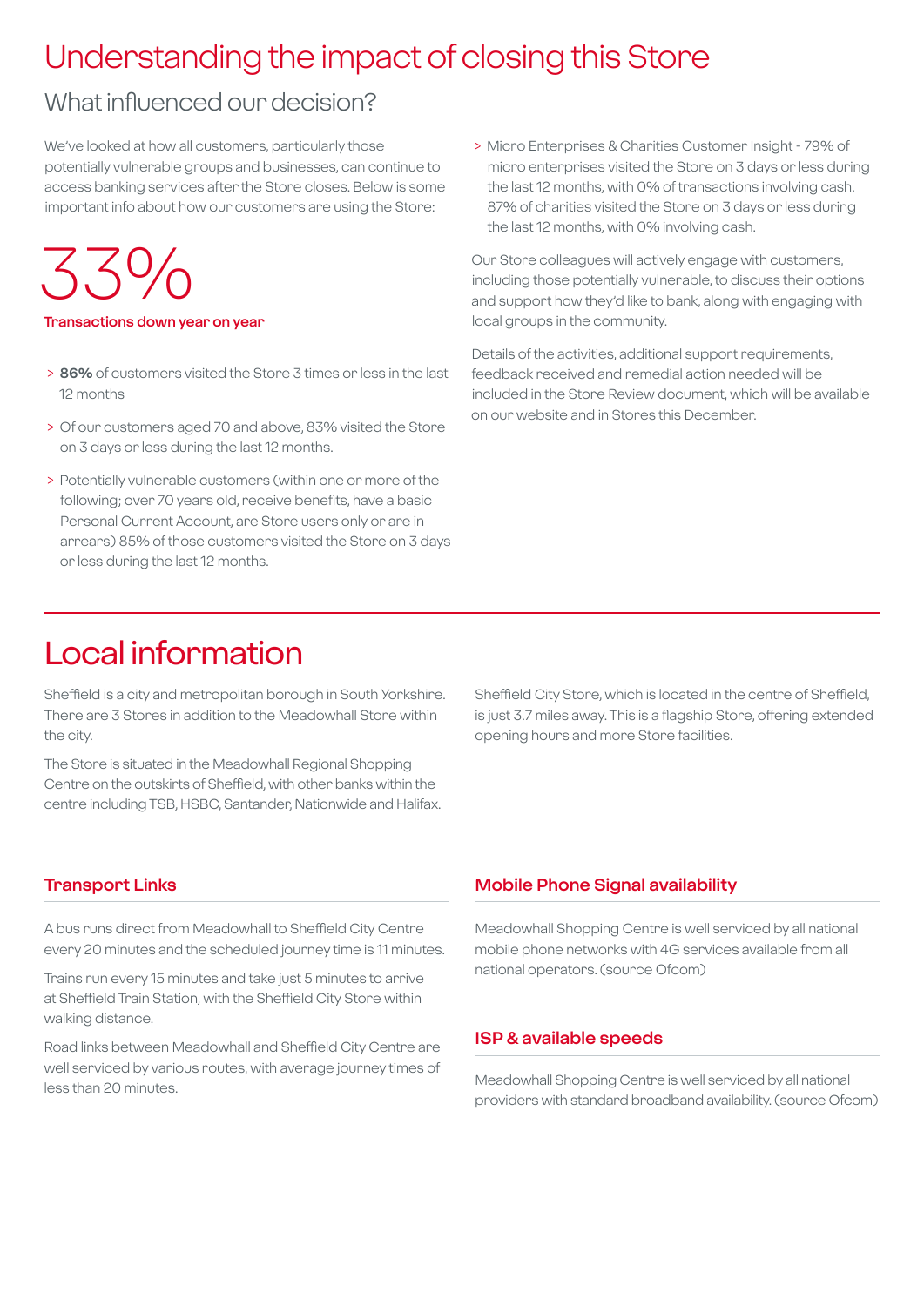# Understanding the impact of closing this Store

## What influenced our decision?

We've looked at how all customers, particularly those potentially vulnerable groups and businesses, can continue to access banking services after the Store closes. Below is some important info about how our customers are using the Store:

33%

**Transactions down year on year**

> **86%** of customers visited the Store 3 times or less in the last 12 months

> Of our customers aged 70 and above, 83% visited the Store on 3 days or less during the last 12 months.

> Potentially vulnerable customers (within one or more of the following; over 70 years old, receive benefits, have a basic Personal Current Account, are Store users only or are in arrears) 85% of those customers visited the Store on 3 days or less during the last 12 months.

> Micro Enterprises & Charities Customer Insight - 79% of micro enterprises visited the Store on 3 days or less during the last 12 months, with 0% of transactions involving cash. 87% of charities visited the Store on 3 days or less during the last 12 months, with 0% involving cash.

Our Store colleagues will actively engage with customers, including those potentially vulnerable, to discuss their options and support how they'd like to bank, along with engaging with local groups in the community.

Details of the activities, additional support requirements, feedback received and remedial action needed will be included in the Store Review document, which will be available on our website and in Stores this December.

# Local information

Sheffield is a city and metropolitan borough in South Yorkshire. There are 3 Stores in addition to the Meadowhall Store within the city.

The Store is situated in the Meadowhall Regional Shopping Centre on the outskirts of Sheffield, with other banks within the centre including TSB, HSBC, Santander, Nationwide and Halifax.

Sheffield City Store, which is located in the centre of Sheffield, is just 3.7 miles away. This is a flagship Store, offering extended opening hours and more Store facilities.

### Transport Links

A bus runs direct from Meadowhall to Sheffield City Centre every 20 minutes and the scheduled journey time is 11 minutes.

Trains run every 15 minutes and take just 5 minutes to arrive at Sheffield Train Station, with the Sheffield City Store within walking distance.

Road links between Meadowhall and Sheffield City Centre are well serviced by various routes, with average journey times of less than 20 minutes.

### Mobile Phone Signal availability

Meadowhall Shopping Centre is well serviced by all national mobile phone networks with 4G services available from all national operators. (source Ofcom)

### ISP & available speeds

Meadowhall Shopping Centre is well serviced by all national providers with standard broadband availability. (source Ofcom)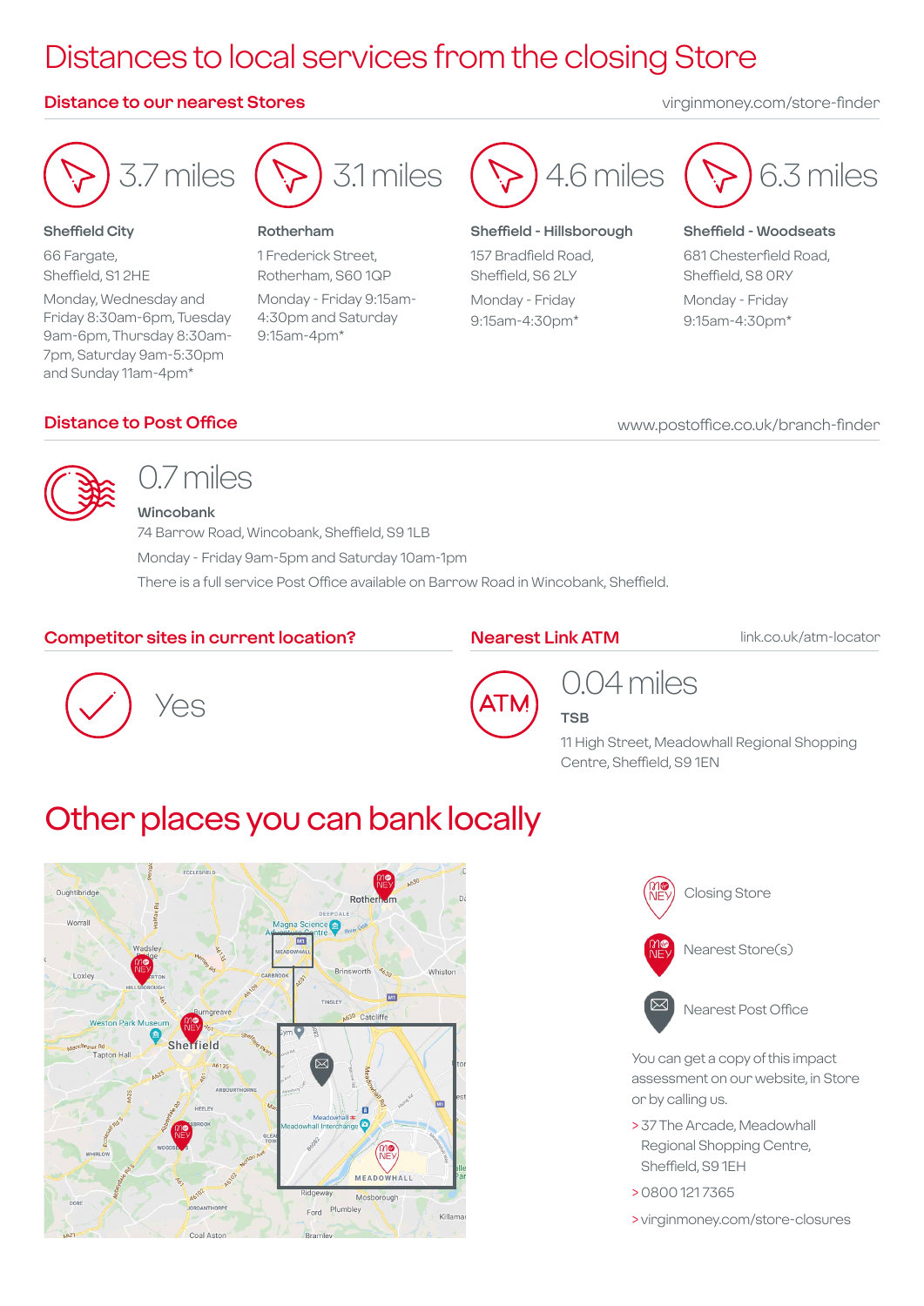# Distances to local services from the closing Store

## Distance to our nearest Stores

virginmoney.com/store-finder

**3.7 miles**

**Sheffield City**

66 Fargate,
Sheffield, S1 2HE

Monday, Wednesday and Friday 8:30am-6pm, Tuesday 9am-6pm, Thursday 8:30am-7pm, Saturday 9am-5:30pm and Sunday 11am-4pm*

**3.1 miles**

**Rotherham**

1 Frederick Street,
Rotherham, S60 1QP

Monday - Friday 9:15am-4:30pm and Saturday 9:15am-4pm*

**4.6 miles**

**Sheffield - Hillsborough**

157 Bradfield Road,
Sheffield, S6 2LY

Monday - Friday
9:15am-4:30pm*

**6.3 miles**

**Sheffield - Woodseats**

681 Chesterfield Road,
Sheffield, S8 0RY

Monday - Friday
9:15am-4:30pm*

## Distance to Post Office

www.postoffice.co.uk/branch-finder

**0.7 miles**

**Wincobank**

74 Barrow Road, Wincobank, Sheffield, S9 1LB

Monday - Friday 9am-5pm and Saturday 10am-1pm

There is a full service Post Office available on Barrow Road in Wincobank, Sheffield.

## Competitor sites in current location?

Yes

## Nearest Link ATM

link.co.uk/atm-locator

**0.04 miles**

**TSB**

11 High Street, Meadowhall Regional Shopping Centre, Sheffield, S9 1EN

# Other places you can bank locally

Closing Store

Nearest Store(s)

Nearest Post Office

You can get a copy of this impact assessment on our website, in Store or by calling us.

> 37 The Arcade, Meadowhall Regional Shopping Centre, Sheffield, S9 1EH

> 0800 121 7365

> virginmoney.com/store-closures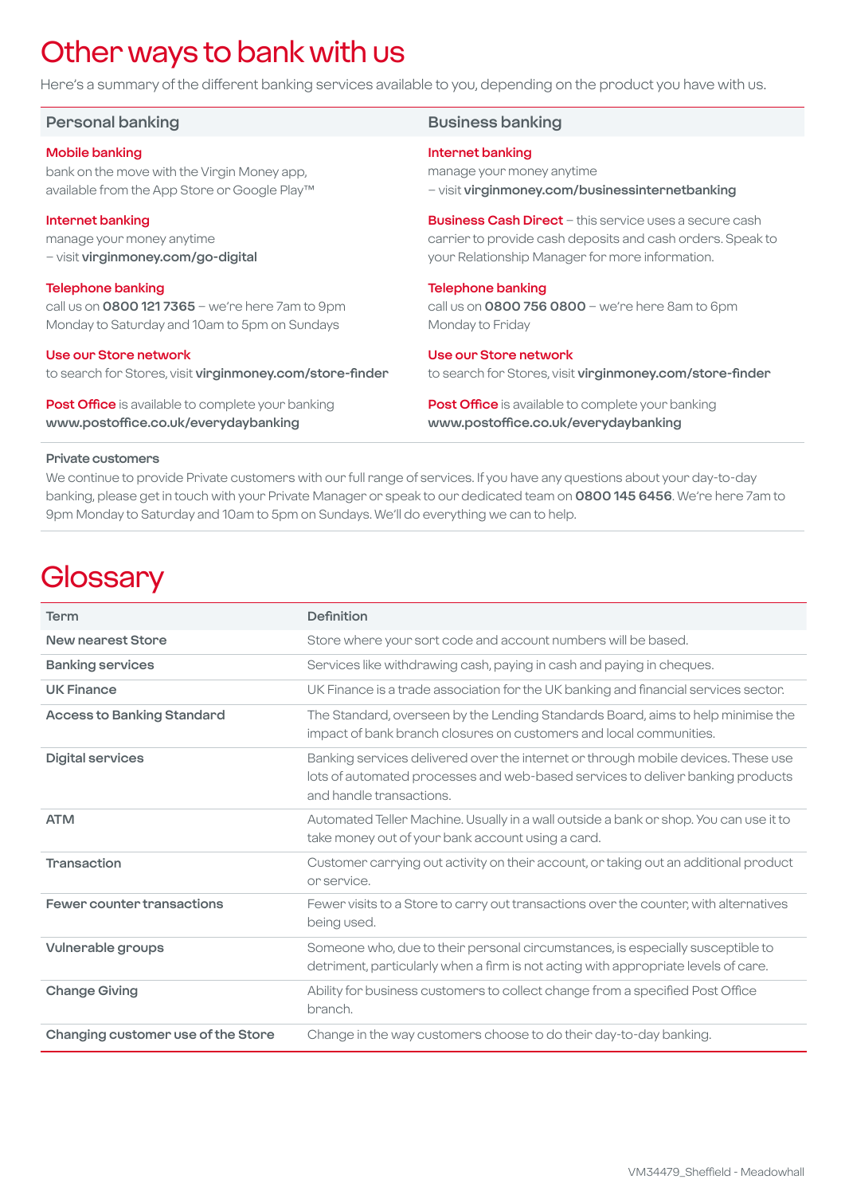# Other ways to bank with us

Here's a summary of the different banking services available to you, depending on the product you have with us.

## Personal banking

**Mobile banking**
bank on the move with the Virgin Money app, available from the App Store or Google Play™

**Internet banking**
manage your money anytime
– visit **virginmoney.com/go-digital**

**Telephone banking**
call us on **0800 121 7365** – we're here 7am to 9pm Monday to Saturday and 10am to 5pm on Sundays

**Use our Store network**
to search for Stores, visit **virginmoney.com/store-finder**

**Post Office** is available to complete your banking
**www.postoffice.co.uk/everydaybanking**

## Business banking

**Internet banking**
manage your money anytime
– visit **virginmoney.com/businessinternetbanking**

**Business Cash Direct** – this service uses a secure cash carrier to provide cash deposits and cash orders. Speak to your Relationship Manager for more information.

**Telephone banking**
call us on **0800 756 0800** – we're here 8am to 6pm Monday to Friday

**Use our Store network**
to search for Stores, visit **virginmoney.com/store-finder**

**Post Office** is available to complete your banking
**www.postoffice.co.uk/everydaybanking**

### Private customers

We continue to provide Private customers with our full range of services. If you have any questions about your day-to-day banking, please get in touch with your Private Manager or speak to our dedicated team on **0800 145 6456**. We're here 7am to 9pm Monday to Saturday and 10am to 5pm on Sundays. We'll do everything we can to help.

# Glossary

| Term | Definition |
|---|---|
| New nearest Store | Store where your sort code and account numbers will be based. |
| Banking services | Services like withdrawing cash, paying in cash and paying in cheques. |
| UK Finance | UK Finance is a trade association for the UK banking and financial services sector. |
| Access to Banking Standard | The Standard, overseen by the Lending Standards Board, aims to help minimise the impact of bank branch closures on customers and local communities. |
| Digital services | Banking services delivered over the internet or through mobile devices. These use lots of automated processes and web-based services to deliver banking products and handle transactions. |
| ATM | Automated Teller Machine. Usually in a wall outside a bank or shop. You can use it to take money out of your bank account using a card. |
| Transaction | Customer carrying out activity on their account, or taking out an additional product or service. |
| Fewer counter transactions | Fewer visits to a Store to carry out transactions over the counter, with alternatives being used. |
| Vulnerable groups | Someone who, due to their personal circumstances, is especially susceptible to detriment, particularly when a firm is not acting with appropriate levels of care. |
| Change Giving | Ability for business customers to collect change from a specified Post Office branch. |
| Changing customer use of the Store | Change in the way customers choose to do their day-to-day banking. |

VM34479_Sheffield - Meadowhall